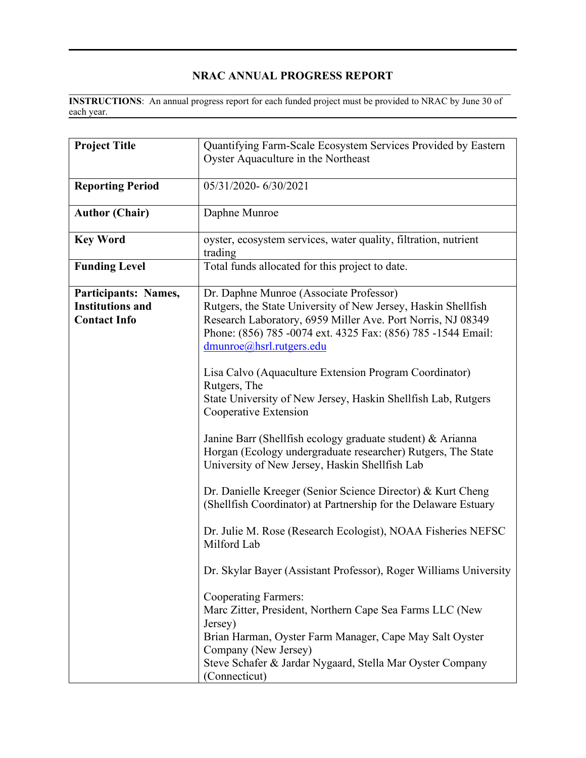# NRAC ANNUAL PROGRESS REPORT

**INSTRUCTIONS**: An annual progress report for each funded project must be provided to NRAC by June 30 of each year.

| | |
|---|---|
| **Project Title** | Quantifying Farm-Scale Ecosystem Services Provided by Eastern Oyster Aquaculture in the Northeast |
| **Reporting Period** | 05/31/2020- 6/30/2021 |
| **Author (Chair)** | Daphne Munroe |
| **Key Word** | oyster, ecosystem services, water quality, filtration, nutrient trading |
| **Funding Level** | Total funds allocated for this project to date. |
| **Participants: Names, Institutions and Contact Info** | Dr. Daphne Munroe (Associate Professor) Rutgers, the State University of New Jersey, Haskin Shellfish Research Laboratory, 6959 Miller Ave. Port Norris, NJ 08349 Phone: (856) 785 -0074 ext. 4325 Fax: (856) 785 -1544 Email: dmunroe@hsrl.rutgers.edu<br><br>Lisa Calvo (Aquaculture Extension Program Coordinator) Rutgers, The State University of New Jersey, Haskin Shellfish Lab, Rutgers Cooperative Extension<br><br>Janine Barr (Shellfish ecology graduate student) & Arianna Horgan (Ecology undergraduate researcher) Rutgers, The State University of New Jersey, Haskin Shellfish Lab<br><br>Dr. Danielle Kreeger (Senior Science Director) & Kurt Cheng (Shellfish Coordinator) at Partnership for the Delaware Estuary<br><br>Dr. Julie M. Rose (Research Ecologist), NOAA Fisheries NEFSC Milford Lab<br><br>Dr. Skylar Bayer (Assistant Professor), Roger Williams University<br><br>Cooperating Farmers:<br>Marc Zitter, President, Northern Cape Sea Farms LLC (New Jersey)<br>Brian Harman, Oyster Farm Manager, Cape May Salt Oyster Company (New Jersey)<br>Steve Schafer & Jardar Nygaard, Stella Mar Oyster Company (Connecticut) |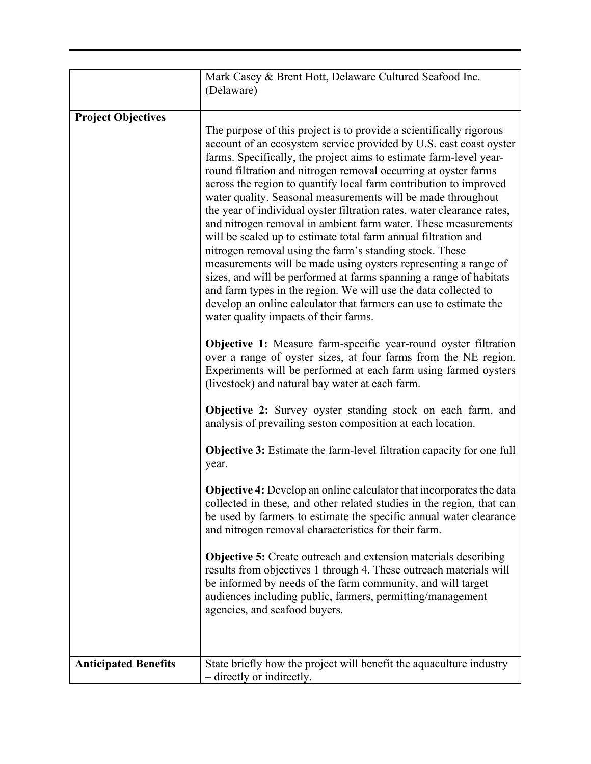| | |
|---|---|
| | Mark Casey & Brent Hott, Delaware Cultured Seafood Inc. (Delaware) |
| **Project Objectives** | The purpose of this project is to provide a scientifically rigorous account of an ecosystem service provided by U.S. east coast oyster farms. Specifically, the project aims to estimate farm-level year-round filtration and nitrogen removal occurring at oyster farms across the region to quantify local farm contribution to improved water quality. Seasonal measurements will be made throughout the year of individual oyster filtration rates, water clearance rates, and nitrogen removal in ambient farm water. These measurements will be scaled up to estimate total farm annual filtration and nitrogen removal using the farm's standing stock. These measurements will be made using oysters representing a range of sizes, and will be performed at farms spanning a range of habitats and farm types in the region. We will use the data collected to develop an online calculator that farmers can use to estimate the water quality impacts of their farms.<br><br>**Objective 1:** Measure farm-specific year-round oyster filtration over a range of oyster sizes, at four farms from the NE region. Experiments will be performed at each farm using farmed oysters (livestock) and natural bay water at each farm.<br><br>**Objective 2:** Survey oyster standing stock on each farm, and analysis of prevailing seston composition at each location.<br><br>**Objective 3:** Estimate the farm-level filtration capacity for one full year.<br><br>**Objective 4:** Develop an online calculator that incorporates the data collected in these, and other related studies in the region, that can be used by farmers to estimate the specific annual water clearance and nitrogen removal characteristics for their farm.<br><br>**Objective 5:** Create outreach and extension materials describing results from objectives 1 through 4. These outreach materials will be informed by needs of the farm community, and will target audiences including public, farmers, permitting/management agencies, and seafood buyers. |
| **Anticipated Benefits** | State briefly how the project will benefit the aquaculture industry – directly or indirectly. |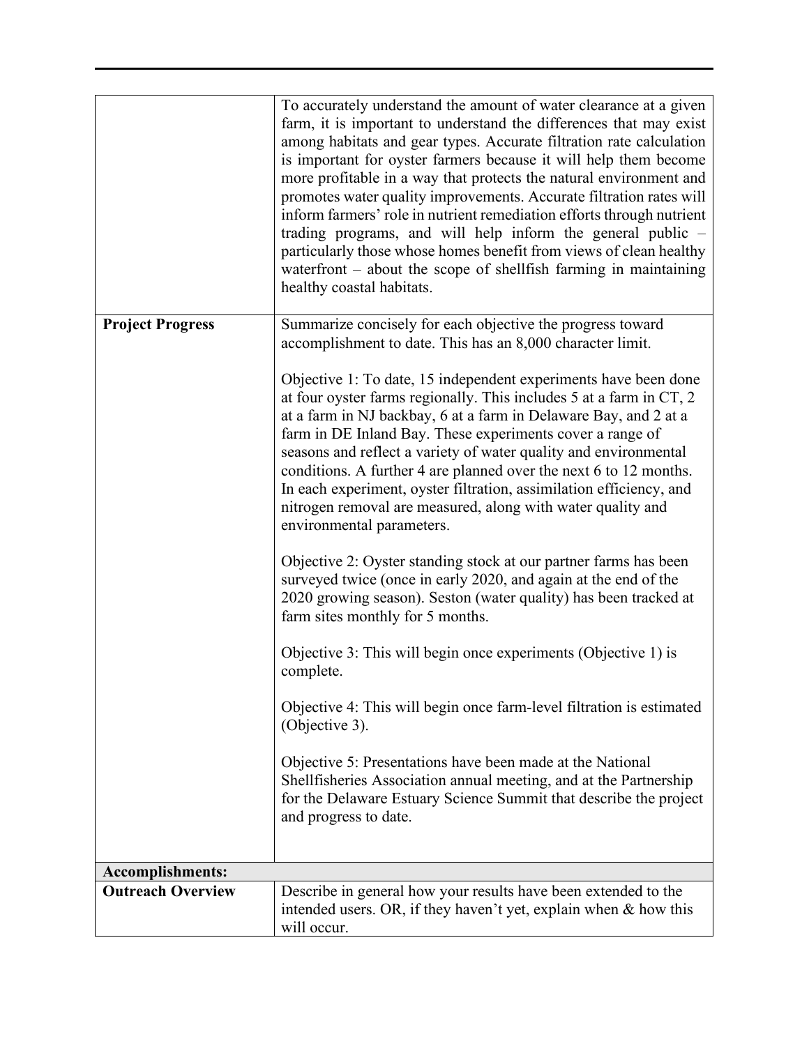| | |
|---|---|
| | To accurately understand the amount of water clearance at a given farm, it is important to understand the differences that may exist among habitats and gear types. Accurate filtration rate calculation is important for oyster farmers because it will help them become more profitable in a way that protects the natural environment and promotes water quality improvements. Accurate filtration rates will inform farmers' role in nutrient remediation efforts through nutrient trading programs, and will help inform the general public – particularly those whose homes benefit from views of clean healthy waterfront – about the scope of shellfish farming in maintaining healthy coastal habitats. |
| **Project Progress** | Summarize concisely for each objective the progress toward accomplishment to date. This has an 8,000 character limit.<br><br>Objective 1: To date, 15 independent experiments have been done at four oyster farms regionally. This includes 5 at a farm in CT, 2 at a farm in NJ backbay, 6 at a farm in Delaware Bay, and 2 at a farm in DE Inland Bay. These experiments cover a range of seasons and reflect a variety of water quality and environmental conditions. A further 4 are planned over the next 6 to 12 months. In each experiment, oyster filtration, assimilation efficiency, and nitrogen removal are measured, along with water quality and environmental parameters.<br><br>Objective 2: Oyster standing stock at our partner farms has been surveyed twice (once in early 2020, and again at the end of the 2020 growing season). Seston (water quality) has been tracked at farm sites monthly for 5 months.<br><br>Objective 3: This will begin once experiments (Objective 1) is complete.<br><br>Objective 4: This will begin once farm-level filtration is estimated (Objective 3).<br><br>Objective 5: Presentations have been made at the National Shellfisheries Association annual meeting, and at the Partnership for the Delaware Estuary Science Summit that describe the project and progress to date. |
| **Accomplishments:** | |
| **Outreach Overview** | Describe in general how your results have been extended to the intended users. OR, if they haven't yet, explain when & how this will occur. |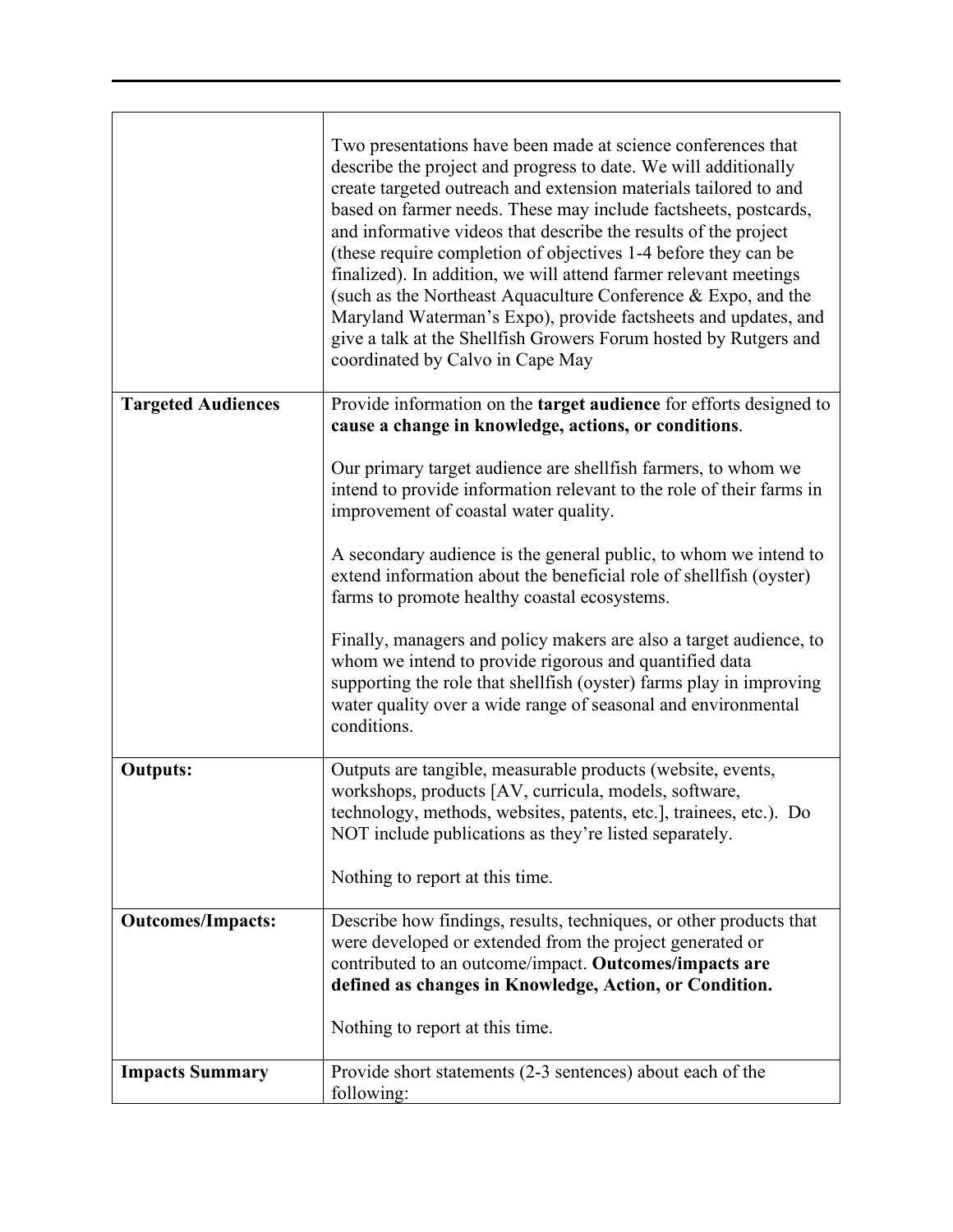| | |
|---|---|
| | Two presentations have been made at science conferences that describe the project and progress to date. We will additionally create targeted outreach and extension materials tailored to and based on farmer needs. These may include factsheets, postcards, and informative videos that describe the results of the project (these require completion of objectives 1-4 before they can be finalized). In addition, we will attend farmer relevant meetings (such as the Northeast Aquaculture Conference & Expo, and the Maryland Waterman's Expo), provide factsheets and updates, and give a talk at the Shellfish Growers Forum hosted by Rutgers and coordinated by Calvo in Cape May |
| **Targeted Audiences** | Provide information on the **target audience** for efforts designed to **cause a change in knowledge, actions, or conditions**.<br><br>Our primary target audience are shellfish farmers, to whom we intend to provide information relevant to the role of their farms in improvement of coastal water quality.<br><br>A secondary audience is the general public, to whom we intend to extend information about the beneficial role of shellfish (oyster) farms to promote healthy coastal ecosystems.<br><br>Finally, managers and policy makers are also a target audience, to whom we intend to provide rigorous and quantified data supporting the role that shellfish (oyster) farms play in improving water quality over a wide range of seasonal and environmental conditions. |
| **Outputs:** | Outputs are tangible, measurable products (website, events, workshops, products [AV, curricula, models, software, technology, methods, websites, patents, etc.], trainees, etc.). Do NOT include publications as they're listed separately.<br><br>Nothing to report at this time. |
| **Outcomes/Impacts:** | Describe how findings, results, techniques, or other products that were developed or extended from the project generated or contributed to an outcome/impact. **Outcomes/impacts are defined as changes in Knowledge, Action, or Condition.**<br><br>Nothing to report at this time. |
| **Impacts Summary** | Provide short statements (2-3 sentences) about each of the following: |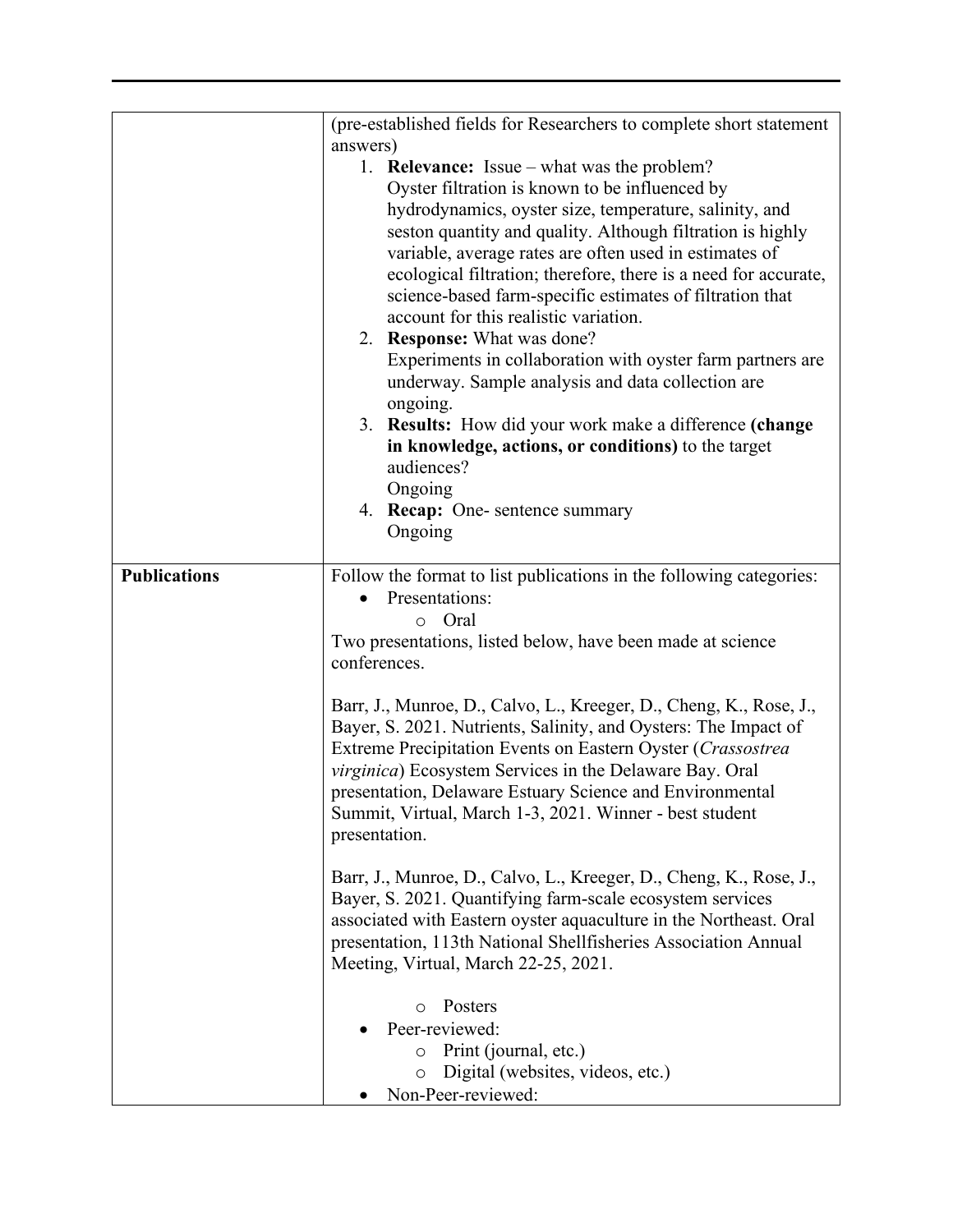| | |
|---|---|
| | (pre-established fields for Researchers to complete short statement answers)<br>1. **Relevance:** Issue – what was the problem?<br>Oyster filtration is known to be influenced by hydrodynamics, oyster size, temperature, salinity, and seston quantity and quality. Although filtration is highly variable, average rates are often used in estimates of ecological filtration; therefore, there is a need for accurate, science-based farm-specific estimates of filtration that account for this realistic variation.<br>2. **Response:** What was done?<br>Experiments in collaboration with oyster farm partners are underway. Sample analysis and data collection are ongoing.<br>3. **Results:** How did your work make a difference **(change in knowledge, actions, or conditions)** to the target audiences?<br>Ongoing<br>4. **Recap:** One- sentence summary<br>Ongoing |
| **Publications** | Follow the format to list publications in the following categories:<br>• Presentations:<br>  ○ Oral<br>Two presentations, listed below, have been made at science conferences.<br><br>Barr, J., Munroe, D., Calvo, L., Kreeger, D., Cheng, K., Rose, J., Bayer, S. 2021. Nutrients, Salinity, and Oysters: The Impact of Extreme Precipitation Events on Eastern Oyster (*Crassostrea virginica*) Ecosystem Services in the Delaware Bay. Oral presentation, Delaware Estuary Science and Environmental Summit, Virtual, March 1-3, 2021. Winner - best student presentation.<br><br>Barr, J., Munroe, D., Calvo, L., Kreeger, D., Cheng, K., Rose, J., Bayer, S. 2021. Quantifying farm-scale ecosystem services associated with Eastern oyster aquaculture in the Northeast. Oral presentation, 113th National Shellfisheries Association Annual Meeting, Virtual, March 22-25, 2021.<br><br>  ○ Posters<br>• Peer-reviewed:<br>  ○ Print (journal, etc.)<br>  ○ Digital (websites, videos, etc.)<br>• Non-Peer-reviewed: |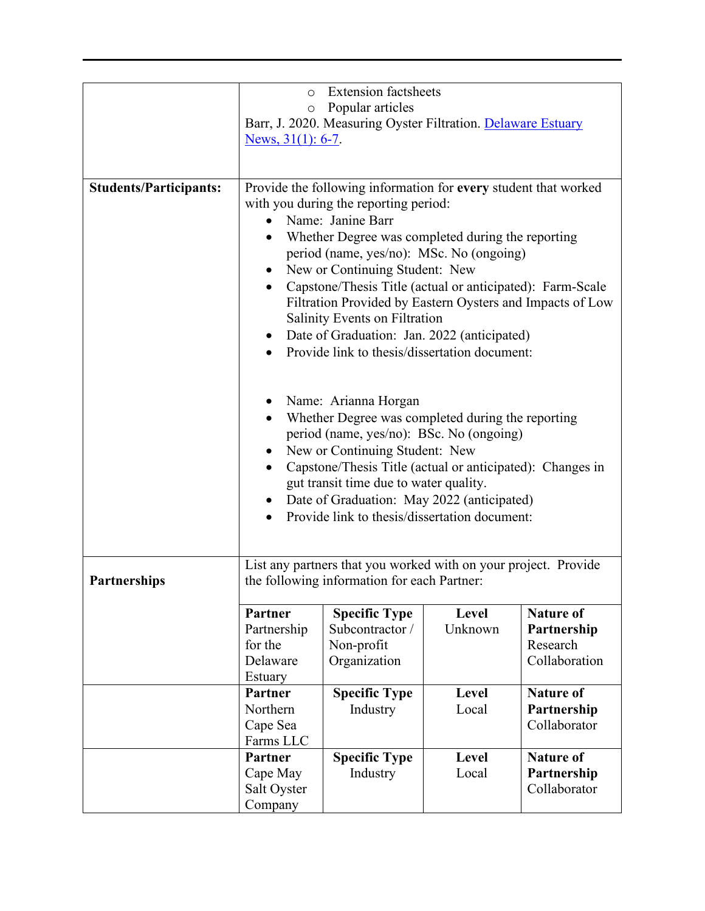| | |
|---|---|
| | ◦ Extension factsheets<br>◦ Popular articles<br>Barr, J. 2020. Measuring Oyster Filtration. [Delaware Estuary News, 31(1): 6-7](). |
| **Students/Participants:** | Provide the following information for **every** student that worked with you during the reporting period:<br>• Name: Janine Barr<br>• Whether Degree was completed during the reporting period (name, yes/no): MSc. No (ongoing)<br>• New or Continuing Student: New<br>• Capstone/Thesis Title (actual or anticipated): Farm-Scale Filtration Provided by Eastern Oysters and Impacts of Low Salinity Events on Filtration<br>• Date of Graduation: Jan. 2022 (anticipated)<br>• Provide link to thesis/dissertation document:<br><br>• Name: Arianna Horgan<br>• Whether Degree was completed during the reporting period (name, yes/no): BSc. No (ongoing)<br>• New or Continuing Student: New<br>• Capstone/Thesis Title (actual or anticipated): Changes in gut transit time due to water quality.<br>• Date of Graduation: May 2022 (anticipated)<br>• Provide link to thesis/dissertation document: |
| **Partnerships** | List any partners that you worked with on your project. Provide the following information for each Partner: |

| Partner | Specific Type | Level | Nature of Partnership |
|---|---|---|---|
| Partnership for the Delaware Estuary | Subcontractor / Non-profit Organization | Unknown | Research Collaboration |
| Northern Cape Sea Farms LLC | Industry | Local | Collaborator |
| Cape May Salt Oyster Company | Industry | Local | Collaborator |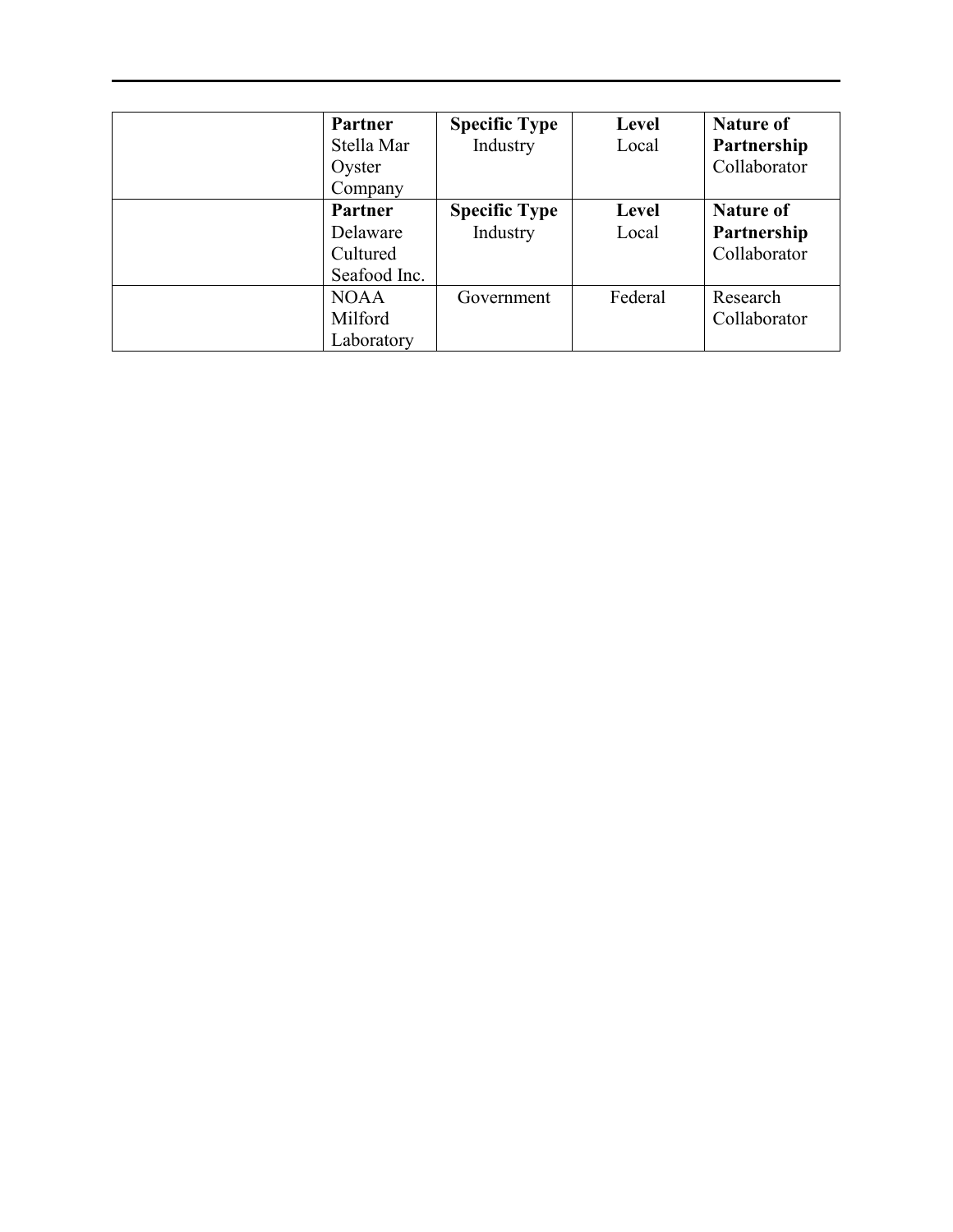| | | | | |
|---|---|---|---|---|
| | **Partner** Stella Mar Oyster Company | **Specific Type** Industry | **Level** Local | **Nature of Partnership** Collaborator |
| | **Partner** Delaware Cultured Seafood Inc. | **Specific Type** Industry | **Level** Local | **Nature of Partnership** Collaborator |
| | NOAA Milford Laboratory | Government | Federal | Research Collaborator |